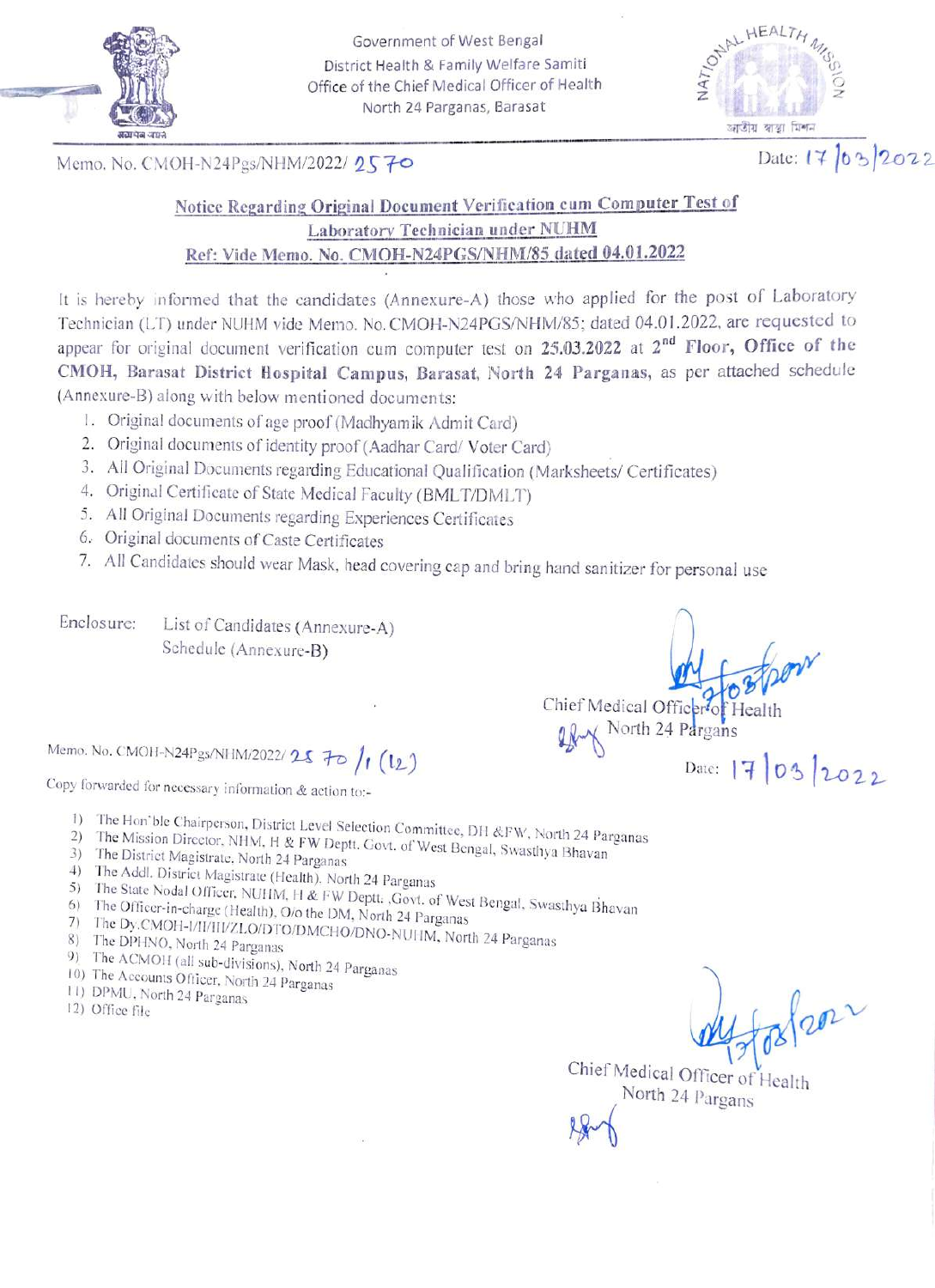Government of West Bengal
District Health & Family Welfare Samiti
Office of the Chief Medical Officer of Health
North 24 Parganas, Barasat

Memo. No. CMOH-N24Pgs/NHM/2022/ 2570

Date: 17/03/2022

## Notice Regarding Original Document Verification cum Computer Test of Laboratory Technician under NUHM

**Ref: Vide Memo. No. CMOH-N24PGS/NHM/85 dated 04.01.2022**

It is hereby informed that the candidates (Annexure-A) those who applied for the post of Laboratory Technician (LT) under NUHM vide Memo. No. CMOH-N24PGS/NHM/85; dated 04.01.2022, are requested to appear for original document verification cum computer test on **25.03.2022** at **2nd Floor, Office of the CMOH, Barasat District Hospital Campus, Barasat, North 24 Parganas,** as per attached schedule (Annexure-B) along with below mentioned documents:

1. Original documents of age proof (Madhyamik Admit Card)
2. Original documents of identity proof (Aadhar Card/ Voter Card)
3. All Original Documents regarding Educational Qualification (Marksheets/ Certificates)
4. Original Certificate of State Medical Faculty (BMLT/DMLT)
5. All Original Documents regarding Experiences Certificates
6. Original documents of Caste Certificates
7. All Candidates should wear Mask, head covering cap and bring hand sanitizer for personal use

Enclosure: List of Candidates (Annexure-A)
Schedule (Annexure-B)

Chief Medical Officer of Health
North 24 Pargans

Memo. No. CMOH-N24Pgs/NHM/2022/ 2570 /1 (12)

Date: 17/03/2022

Copy forwarded for necessary information & action to:-

1) The Hon'ble Chairperson, District Level Selection Committee, DH &FW, North 24 Parganas
2) The Mission Director, NHM, H & FW Deptt. Govt. of West Bengal, Swasthya Bhavan
3) The District Magistrate, North 24 Parganas
4) The Addl. District Magistrate (Health), North 24 Parganas
5) The State Nodal Officer, NUHM, H & FW Deptt. ,Govt. of West Bengal, Swasthya Bhavan
6) The Officer-in-charge (Health), O/o the DM, North 24 Parganas
7) The Dy.CMOH-I/II/III/ZLO/DTO/DMCHO/DNO-NUHM, North 24 Parganas
8) The DPHNO, North 24 Parganas
9) The ACMOH (all sub-divisions), North 24 Parganas
10) The Accounts Officer, North 24 Parganas
11) DPMU, North 24 Parganas
12) Office file

Chief Medical Officer of Health
North 24 Pargans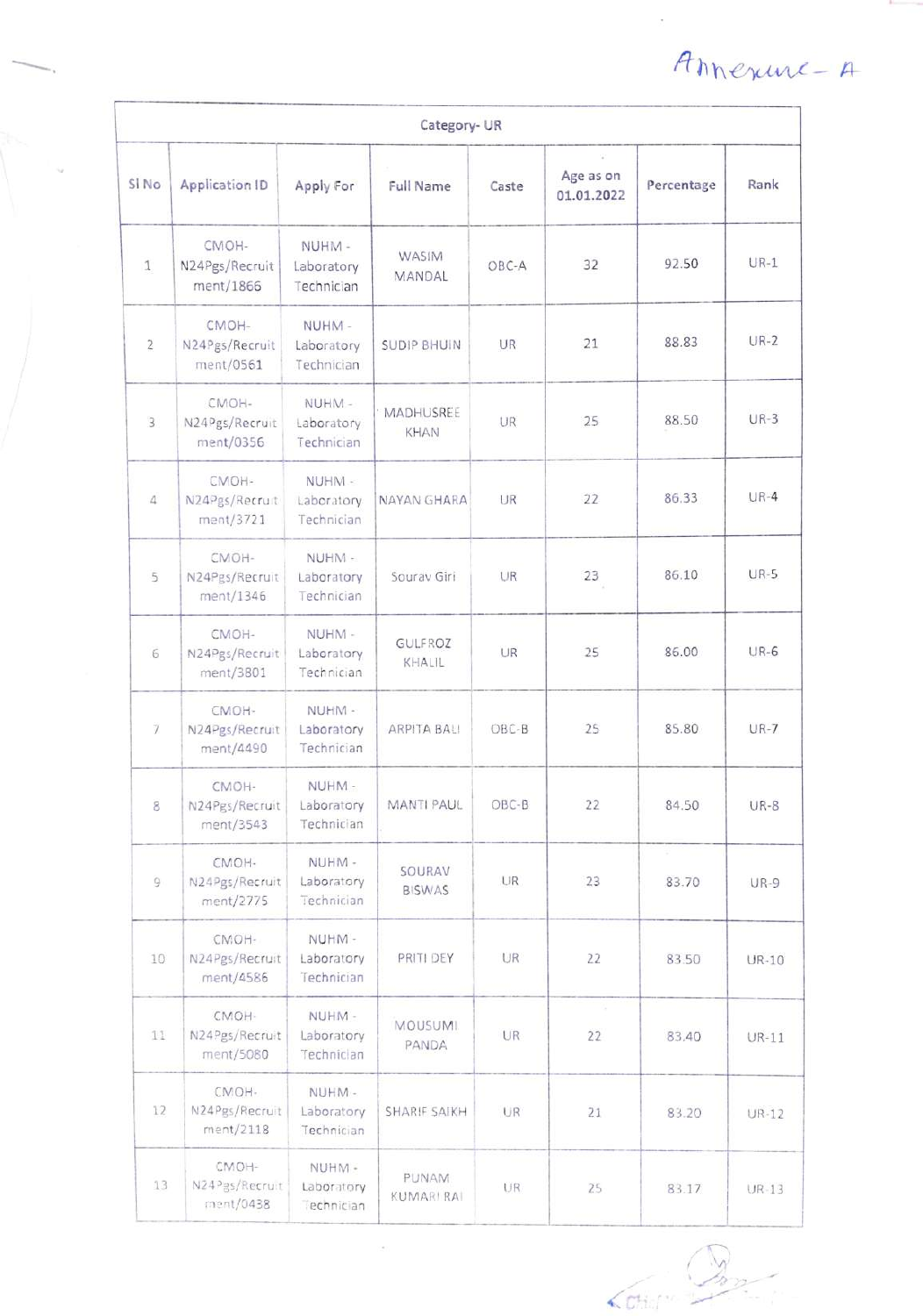Annexure- A

| Category- UR | | | | | | | |
|---|---|---|---|---|---|---|---|
| Sl No | Application ID | Apply For | Full Name | Caste | Age as on 01.01.2022 | Percentage | Rank |
| 1 | CMOH-N24Pgs/Recruitment/1866 | NUHM - Laboratory Technician | WASIM MANDAL | OBC-A | 32 | 92.50 | UR-1 |
| 2 | CMOH-N24Pgs/Recruitment/0561 | NUHM - Laboratory Technician | SUDIP BHUIN | UR | 21 | 88.83 | UR-2 |
| 3 | CMOH-N24Pgs/Recruitment/0356 | NUHM - Laboratory Technician | MADHUSREE KHAN | UR | 25 | 88.50 | UR-3 |
| 4 | CMOH-N24Pgs/Recruitment/3721 | NUHM - Laboratory Technician | NAYAN GHARA | UR | 22 | 86.33 | UR-4 |
| 5 | CMOH-N24Pgs/Recruitment/1346 | NUHM - Laboratory Technician | Sourav Giri | UR | 23 | 86.10 | UR-5 |
| 6 | CMOH-N24Pgs/Recruitment/3801 | NUHM - Laboratory Technician | GULFROZ KHALIL | UR | 25 | 86.00 | UR-6 |
| 7 | CMOH-N24Pgs/Recruitment/4490 | NUHM - Laboratory Technician | ARPITA BALI | OBC-B | 25 | 85.80 | UR-7 |
| 8 | CMOH-N24Pgs/Recruitment/3543 | NUHM - Laboratory Technician | MANTI PAUL | OBC-B | 22 | 84.50 | UR-8 |
| 9 | CMOH-N24Pgs/Recruitment/2775 | NUHM - Laboratory Technician | SOURAV BISWAS | UR | 23 | 83.70 | UR-9 |
| 10 | CMOH-N24Pgs/Recruitment/4586 | NUHM - Laboratory Technician | PRITI DEY | UR | 22 | 83.50 | UR-10 |
| 11 | CMOH-N24Pgs/Recruitment/5080 | NUHM - Laboratory Technician | MOUSUMI PANDA | UR | 22 | 83.40 | UR-11 |
| 12 | CMOH-N24Pgs/Recruitment/2118 | NUHM - Laboratory Technician | SHARIF SAIKH | UR | 21 | 83.20 | UR-12 |
| 13 | CMOH-N24Pgs/Recruitment/0438 | NUHM - Laboratory Technician | PUNAM KUMARI RAI | UR | 25 | 83.17 | UR-13 |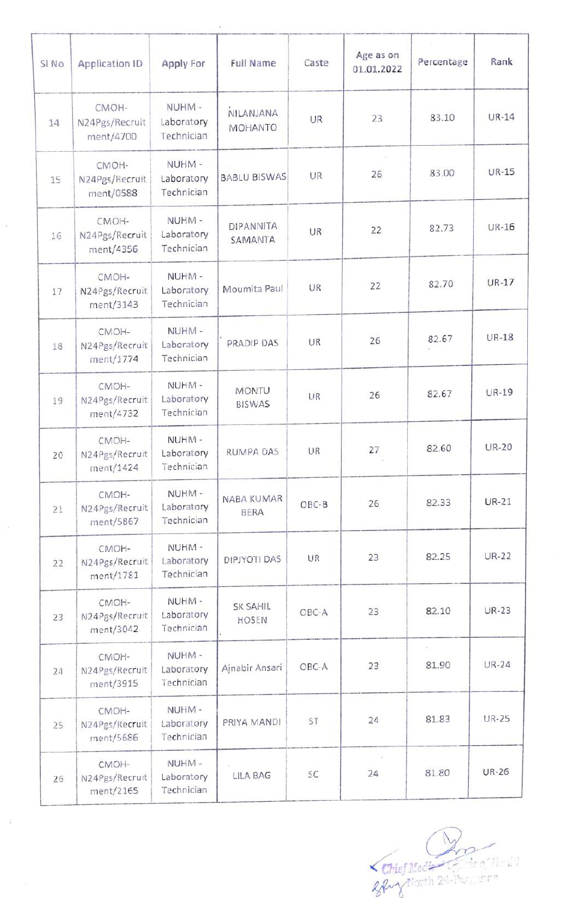| Sl No | Application ID | Apply For | Full Name | Caste | Age as on 01.01.2022 | Percentage | Rank |
|---|---|---|---|---|---|---|---|
| 14 | CMOH-N24Pgs/Recruitment/4700 | NUHM - Laboratory Technician | NILANJANA MOHANTO | UR | 23 | 83.10 | UR-14 |
| 15 | CMOH-N24Pgs/Recruitment/0588 | NUHM - Laboratory Technician | BABLU BISWAS | UR | 26 | 83.00 | UR-15 |
| 16 | CMOH-N24Pgs/Recruitment/4356 | NUHM - Laboratory Technician | DIPANNITA SAMANTA | UR | 22 | 82.73 | UR-16 |
| 17 | CMOH-N24Pgs/Recruitment/3143 | NUHM - Laboratory Technician | Moumita Paul | UR | 22 | 82.70 | UR-17 |
| 18 | CMOH-N24Pgs/Recruitment/1774 | NUHM - Laboratory Technician | PRADIP DAS | UR | 26 | 82.67 | UR-18 |
| 19 | CMOH-N24Pgs/Recruitment/4732 | NUHM - Laboratory Technician | MONTU BISWAS | UR | 26 | 82.67 | UR-19 |
| 20 | CMOH-N24Pgs/Recruitment/1424 | NUHM - Laboratory Technician | RUMPA DAS | UR | 27 | 82.60 | UR-20 |
| 21 | CMOH-N24Pgs/Recruitment/5867 | NUHM - Laboratory Technician | NABA KUMAR BERA | OBC-B | 26 | 82.33 | UR-21 |
| 22 | CMOH-N24Pgs/Recruitment/1781 | NUHM - Laboratory Technician | DIPJYOTI DAS | UR | 23 | 82.25 | UR-22 |
| 23 | CMOH-N24Pgs/Recruitment/3042 | NUHM - Laboratory Technician | SK SAHIL HOSEN | OBC-A | 23 | 82.10 | UR-23 |
| 24 | CMOH-N24Pgs/Recruitment/3915 | NUHM - Laboratory Technician | Ajnabir Ansari | OBC-A | 23 | 81.90 | UR-24 |
| 25 | CMOH-N24Pgs/Recruitment/5686 | NUHM - Laboratory Technician | PRIYA MANDI | ST | 24 | 81.83 | UR-25 |
| 26 | CMOH-N24Pgs/Recruitment/2165 | NUHM - Laboratory Technician | LILA BAG | SC | 24 | 81.80 | UR-26 |

Chief Medical Officer of Health
North 24-Parganas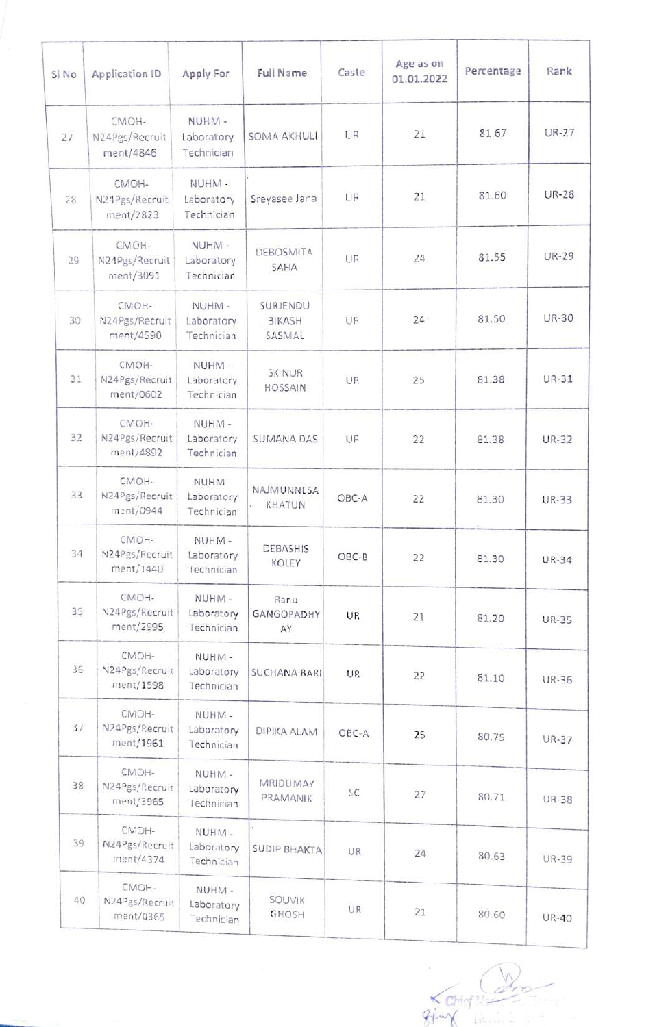| Sl No | Application ID | Apply For | Full Name | Caste | Age as on 01.01.2022 | Percentage | Rank |
|---|---|---|---|---|---|---|---|
| 27 | CMOH-N24Pgs/Recruitment/4846 | NUHM - Laboratory Technician | SOMA AKHULI | UR | 21 | 81.67 | UR-27 |
| 28 | CMOH-N24Pgs/Recruitment/2823 | NUHM - Laboratory Technician | Sreyasee Jana | UR | 21 | 81.60 | UR-28 |
| 29 | CMOH-N24Pgs/Recruitment/3091 | NUHM - Laboratory Technician | DEBOSMITA SAHA | UR | 24 | 81.55 | UR-29 |
| 30 | CMOH-N24Pgs/Recruitment/4590 | NUHM - Laboratory Technician | SURJENDU BIKASH SASMAL | UR | 24 | 81.50 | UR-30 |
| 31 | CMOH-N24Pgs/Recruitment/0602 | NUHM - Laboratory Technician | SK NUR HOSSAIN | UR | 25 | 81.38 | UR-31 |
| 32 | CMOH-N24Pgs/Recruitment/4892 | NUHM - Laboratory Technician | SUMANA DAS | UR | 22 | 81.38 | UR-32 |
| 33 | CMOH-N24Pgs/Recruitment/0944 | NUHM - Laboratory Technician | NAJMUNNESA KHATUN | OBC-A | 22 | 81.30 | UR-33 |
| 34 | CMOH-N24Pgs/Recruitment/1440 | NUHM - Laboratory Technician | DEBASHIS KOLEY | OBC-B | 22 | 81.30 | UR-34 |
| 35 | CMOH-N24Pgs/Recruitment/2995 | NUHM - Laboratory Technician | Ranu GANGOPADHYAY | UR | 21 | 81.20 | UR-35 |
| 36 | CMOH-N24Pgs/Recruitment/1598 | NUHM - Laboratory Technician | SUCHANA BARI | UR | 22 | 81.10 | UR-36 |
| 37 | CMOH-N24Pgs/Recruitment/1961 | NUHM - Laboratory Technician | DIPIKA ALAM | OBC-A | 25 | 80.75 | UR-37 |
| 38 | CMOH-N24Pgs/Recruitment/3965 | NUHM - Laboratory Technician | MRIDUMAY PRAMANIK | SC | 27 | 80.71 | UR-38 |
| 39 | CMOH-N24Pgs/Recruitment/4374 | NUHM - Laboratory Technician | SUDIP BHAKTA | UR | 24 | 80.63 | UR-39 |
| 40 | CMOH-N24Pgs/Recruitment/0365 | NUHM - Laboratory Technician | SOUVIK GHOSH | UR | 21 | 80.60 | UR-40 |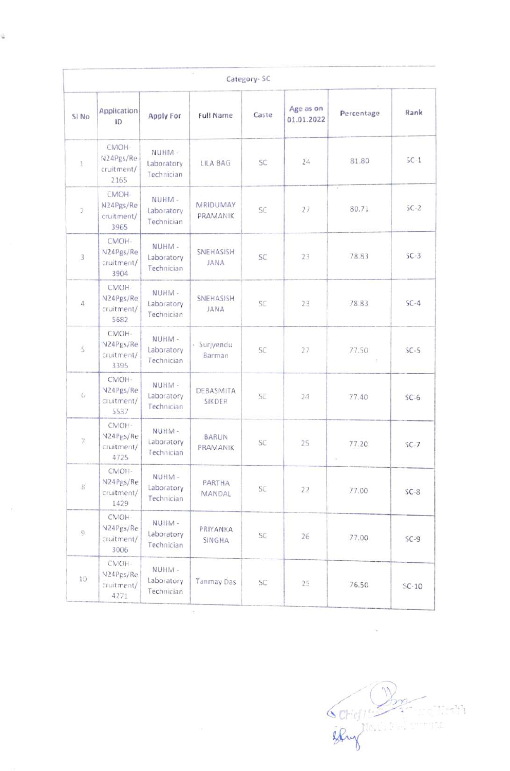| Category- SC | | | | | | | |
|---|---|---|---|---|---|---|---|
| Sl No | Application ID | Apply For | Full Name | Caste | Age as on 01.01.2022 | Percentage | Rank |
| 1 | CMOH-N24Pgs/Recruitment/2165 | NUHM - Laboratory Technician | LILA BAG | SC | 24 | 81.80 | SC-1 |
| 2 | CMOH-N24Pgs/Recruitment/3965 | NUHM - Laboratory Technician | MRIDUMAY PRAMANIK | SC | 27 | 80.71 | SC-2 |
| 3 | CMOH-N24Pgs/Recruitment/3904 | NUHM - Laboratory Technician | SNEHASISH JANA | SC | 23 | 78.83 | SC-3 |
| 4 | CMOH-N24Pgs/Recruitment/5682 | NUHM - Laboratory Technician | SNEHASISH JANA | SC | 23 | 78.83 | SC-4 |
| 5 | CMOH-N24Pgs/Recruitment/3395 | NUHM - Laboratory Technician | Surjyendu Barman | SC | 27 | 77.50 | SC-5 |
| 6 | CMOH-N24Pgs/Recruitment/5537 | NUHM - Laboratory Technician | DEBASMITA SIKDER | SC | 24 | 77.40 | SC-6 |
| 7 | CMOH-N24Pgs/Recruitment/4725 | NUHM - Laboratory Technician | BARUN PRAMANIK | SC | 25 | 77.20 | SC-7 |
| 8 | CMOH-N24Pgs/Recruitment/1429 | NUHM - Laboratory Technician | PARTHA MANDAL | SC | 22 | 77.00 | SC-8 |
| 9 | CMOH-N24Pgs/Recruitment/3006 | NUHM - Laboratory Technician | PRIYANKA SINGHA | SC | 26 | 77.00 | SC-9 |
| 10 | CMOH-N24Pgs/Recruitment/4271 | NUHM - Laboratory Technician | Tanmay Das | SC | 25 | 76.50 | SC-10 |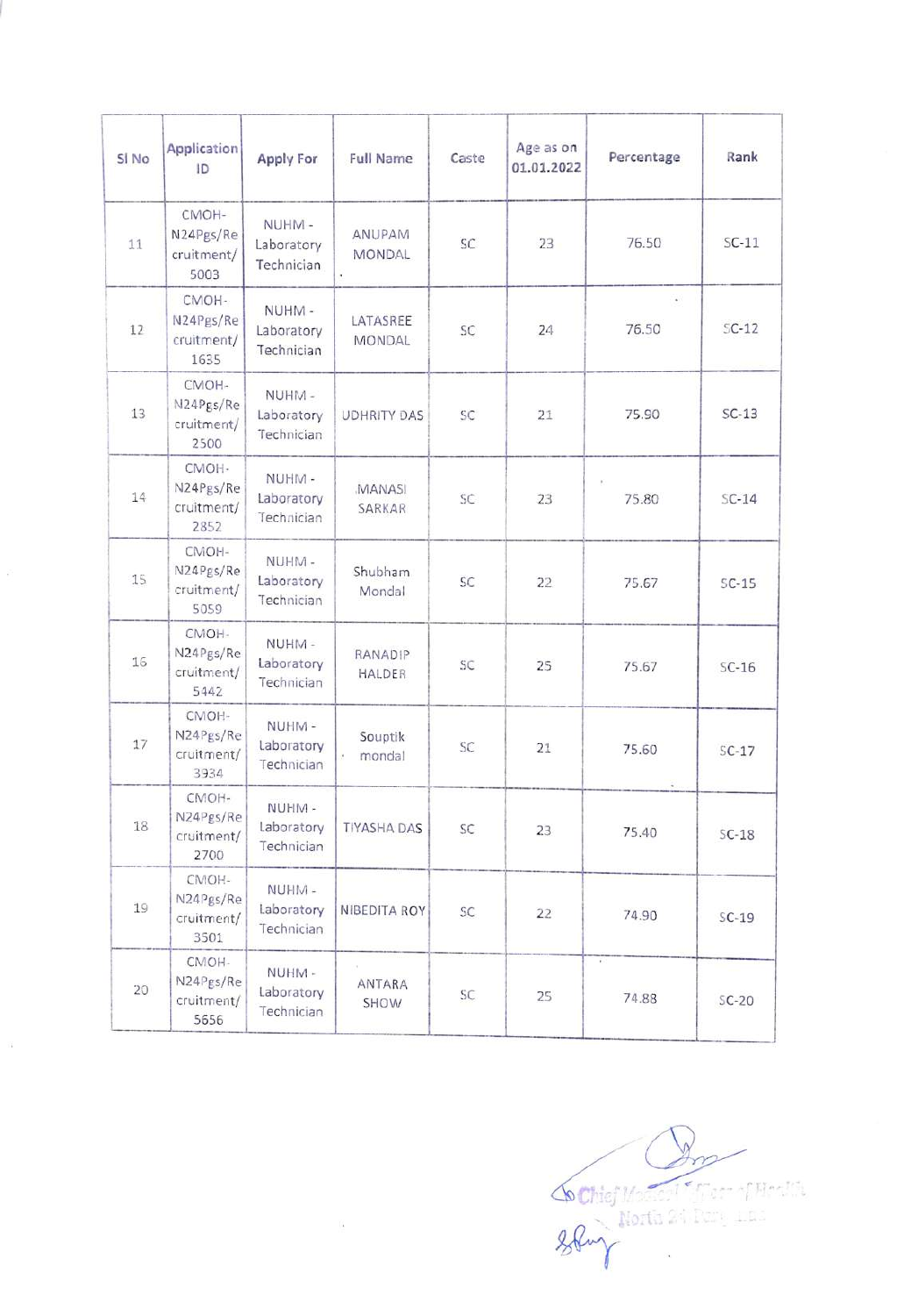| Sl No | Application ID | Apply For | Full Name | Caste | Age as on 01.01.2022 | Percentage | Rank |
|---|---|---|---|---|---|---|---|
| 11 | CMOH-N24Pgs/Recruitment/5003 | NUHM - Laboratory Technician | ANUPAM MONDAL | SC | 23 | 76.50 | SC-11 |
| 12 | CMOH-N24Pgs/Recruitment/1635 | NUHM - Laboratory Technician | LATASREE MONDAL | SC | 24 | 76.50 | SC-12 |
| 13 | CMOH-N24Pgs/Recruitment/2500 | NUHM - Laboratory Technician | UDHRITY DAS | SC | 21 | 75.90 | SC-13 |
| 14 | CMOH-N24Pgs/Recruitment/2852 | NUHM - Laboratory Technician | MANASI SARKAR | SC | 23 | 75.80 | SC-14 |
| 15 | CMOH-N24Pgs/Recruitment/5059 | NUHM - Laboratory Technician | Shubham Mondal | SC | 22 | 75.67 | SC-15 |
| 16 | CMOH-N24Pgs/Recruitment/5442 | NUHM - Laboratory Technician | RANADIP HALDER | SC | 25 | 75.67 | SC-16 |
| 17 | CMOH-N24Pgs/Recruitment/3934 | NUHM - Laboratory Technician | Souptik mondal | SC | 21 | 75.60 | SC-17 |
| 18 | CMOH-N24Pgs/Recruitment/2700 | NUHM - Laboratory Technician | TIYASHA DAS | SC | 23 | 75.40 | SC-18 |
| 19 | CMOH-N24Pgs/Recruitment/3501 | NUHM - Laboratory Technician | NIBEDITA ROY | SC | 22 | 74.90 | SC-19 |
| 20 | CMOH-N24Pgs/Recruitment/5656 | NUHM - Laboratory Technician | ANTARA SHOW | SC | 25 | 74.88 | SC-20 |

Chief Medical Officer of Health
North 24 Parganas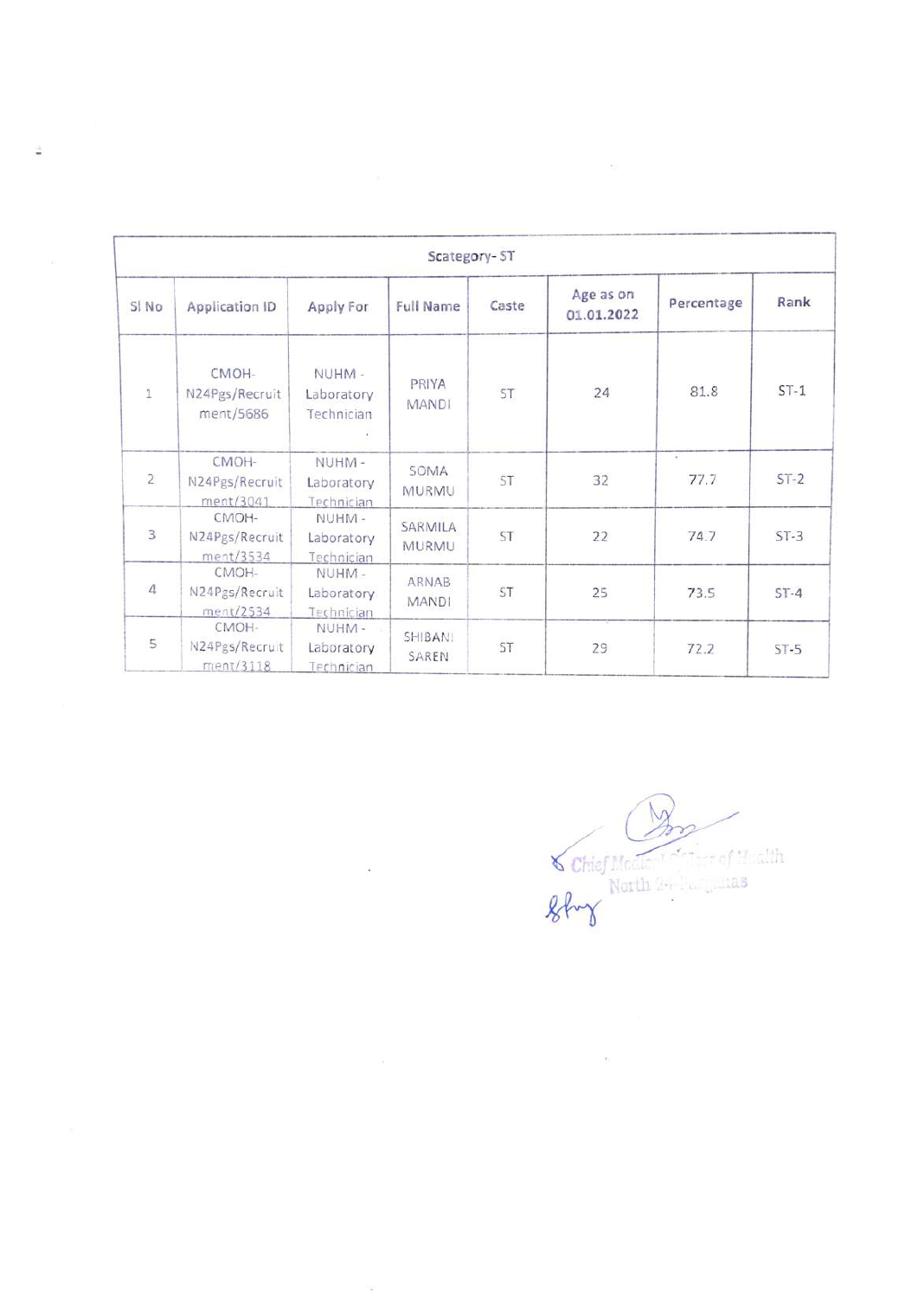| Scategory- ST | | | | | | | |
|---|---|---|---|---|---|---|---|
| Sl No | Application ID | Apply For | Full Name | Caste | Age as on 01.01.2022 | Percentage | Rank |
| 1 | CMOH-N24Pgs/Recruitment/5686 | NUHM - Laboratory Technician | PRIYA MANDI | ST | 24 | 81.8 | ST-1 |
| 2 | CMOH-N24Pgs/Recruitment/3041 | NUHM - Laboratory Technician | SOMA MURMU | ST | 32 | 77.7 | ST-2 |
| 3 | CMOH-N24Pgs/Recruitment/3534 | NUHM - Laboratory Technician | SARMILA MURMU | ST | 22 | 74.7 | ST-3 |
| 4 | CMOH-N24Pgs/Recruitment/2534 | NUHM - Laboratory Technician | ARNAB MANDI | ST | 25 | 73.5 | ST-4 |
| 5 | CMOH-N24Pgs/Recruitment/3118 | NUHM - Laboratory Technician | SHIBANI SAREN | ST | 29 | 72.2 | ST-5 |

Chief Medical Officer of Health
North 24 Parganas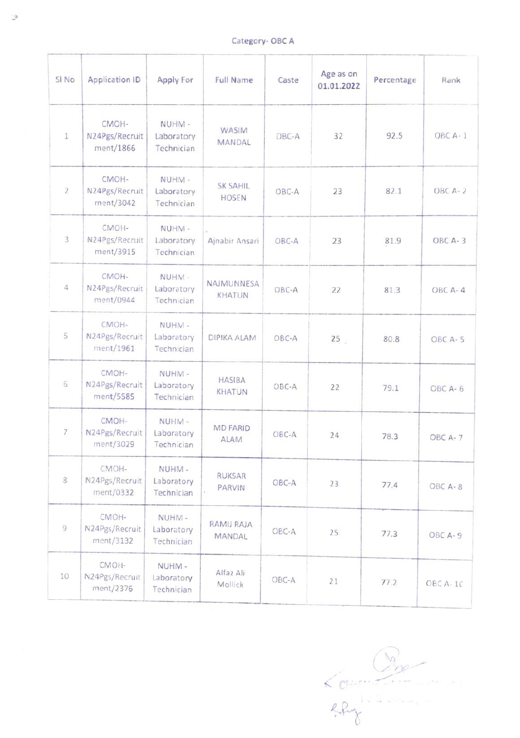Category- OBC A

| Sl No | Application ID | Apply For | Full Name | Caste | Age as on 01.01.2022 | Percentage | Rank |
|---|---|---|---|---|---|---|---|
| 1 | CMOH-N24Pgs/Recruitment/1866 | NUHM - Laboratory Technician | WASIM MANDAL | OBC-A | 32 | 92.5 | OBC A- 1 |
| 2 | CMOH-N24Pgs/Recruitment/3042 | NUHM - Laboratory Technician | SK SAHIL HOSEN | OBC-A | 23 | 82.1 | OBC A- 2 |
| 3 | CMOH-N24Pgs/Recruitment/3915 | NUHM - Laboratory Technician | Ajnabir Ansari | OBC-A | 23 | 81.9 | OBC A- 3 |
| 4 | CMOH-N24Pgs/Recruitment/0944 | NUHM - Laboratory Technician | NAJMUNNESA KHATUN | OBC-A | 22 | 81.3 | OBC A- 4 |
| 5 | CMOH-N24Pgs/Recruitment/1961 | NUHM - Laboratory Technician | DIPIKA ALAM | OBC-A | 25 | 80.8 | OBC A- 5 |
| 6 | CMOH-N24Pgs/Recruitment/5585 | NUHM - Laboratory Technician | HASIBA KHATUN | OBC-A | 22 | 79.1 | OBC A- 6 |
| 7 | CMOH-N24Pgs/Recruitment/3029 | NUHM - Laboratory Technician | MD FARID ALAM | OBC-A | 24 | 78.3 | OBC A- 7 |
| 8 | CMOH-N24Pgs/Recruitment/0332 | NUHM - Laboratory Technician | RUKSAR PARVIN | OBC-A | 23 | 77.4 | OBC A- 8 |
| 9 | CMOH-N24Pgs/Recruitment/3132 | NUHM - Laboratory Technician | RAMIJ RAJA MANDAL | OBC-A | 25 | 77.3 | OBC A- 9 |
| 10 | CMOH-N24Pgs/Recruitment/2376 | NUHM - Laboratory Technician | Alfaz Ali Mollick | OBC-A | 21 | 77.2 | OBC A- 10 |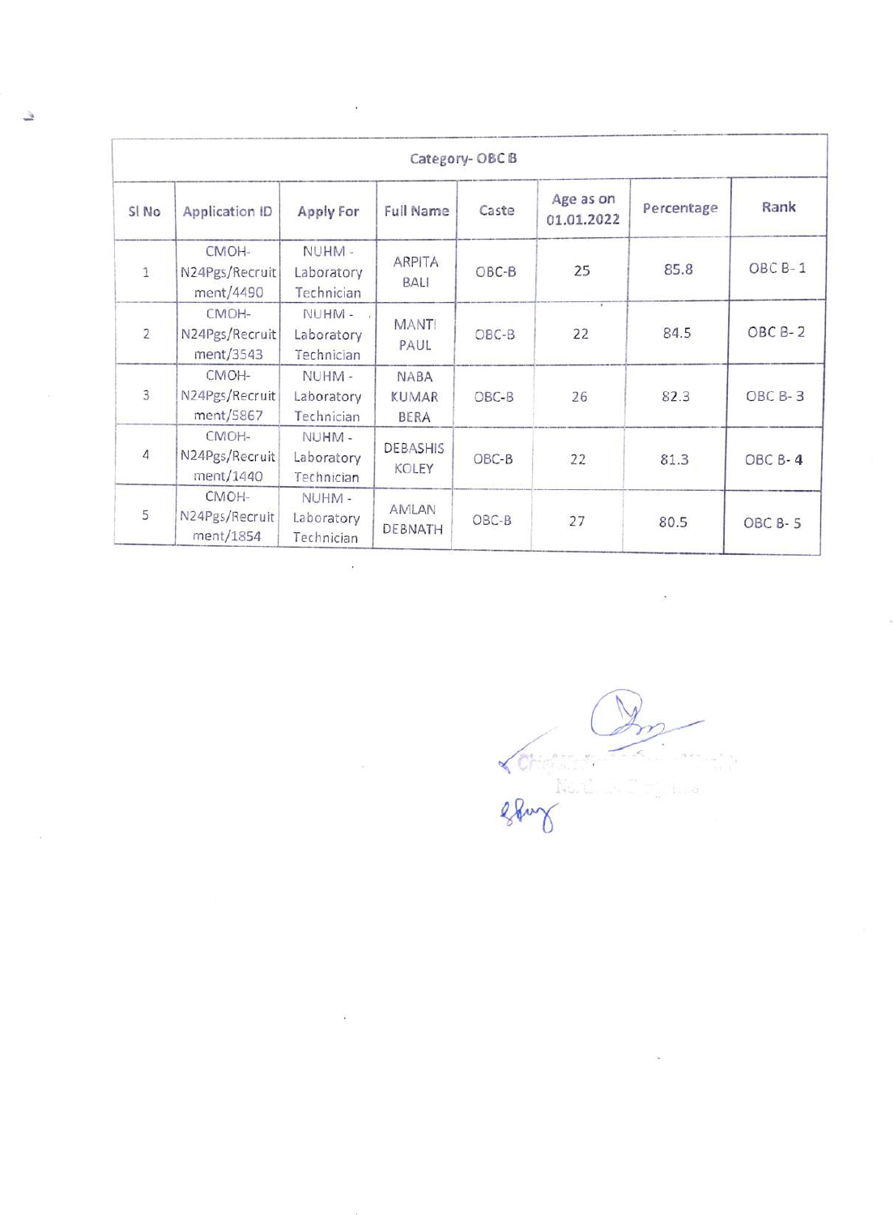| Category- OBC B | | | | | | | |
|---|---|---|---|---|---|---|---|
| Sl No | Application ID | Apply For | Full Name | Caste | Age as on 01.01.2022 | Percentage | Rank |
| 1 | CMOH-N24Pgs/Recruitment/4490 | NUHM - Laboratory Technician | ARPITA BALI | OBC-B | 25 | 85.8 | OBC B- 1 |
| 2 | CMOH-N24Pgs/Recruitment/3543 | NUHM - Laboratory Technician | MANTI PAUL | OBC-B | 22 | 84.5 | OBC B- 2 |
| 3 | CMOH-N24Pgs/Recruitment/5867 | NUHM - Laboratory Technician | NABA KUMAR BERA | OBC-B | 26 | 82.3 | OBC B- 3 |
| 4 | CMOH-N24Pgs/Recruitment/1440 | NUHM - Laboratory Technician | DEBASHIS KOLEY | OBC-B | 22 | 81.3 | OBC B- 4 |
| 5 | CMOH-N24Pgs/Recruitment/1854 | NUHM - Laboratory Technician | AMLAN DEBNATH | OBC-B | 27 | 80.5 | OBC B- 5 |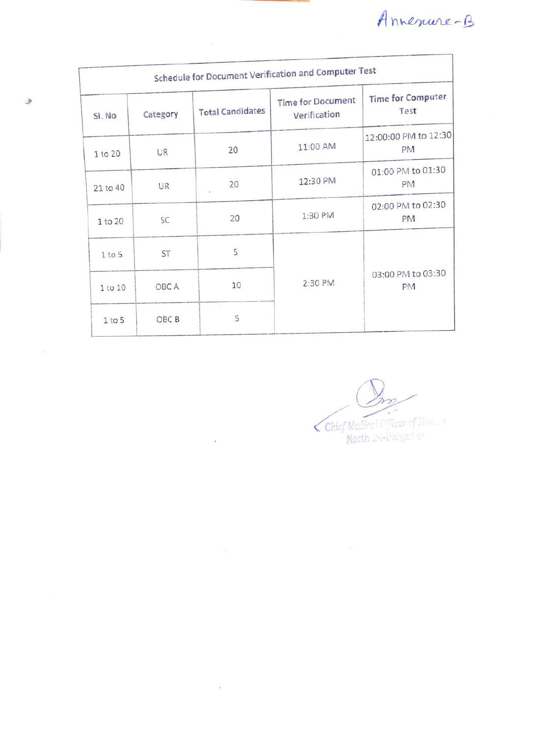Annexure-B

| Schedule for Document Verification and Computer Test | | | | |
|---|---|---|---|---|
| Sl. No | Category | Total Candidates | Time for Document Verification | Time for Computer Test |
| 1 to 20 | UR | 20 | 11:00 AM | 12:00:00 PM to 12:30 PM |
| 21 to 40 | UR | 20 | 12:30 PM | 01:00 PM to 01:30 PM |
| 1 to 20 | SC | 20 | 1:30 PM | 02:00 PM to 02:30 PM |
| 1 to 5 | ST | 5 | 2:30 PM | 03:00 PM to 03:30 PM |
| 1 to 10 | OBC A | 10 | | |
| 1 to 5 | OBC B | 5 | | |

Chief Medical Officer of Health
North 24-Parganas